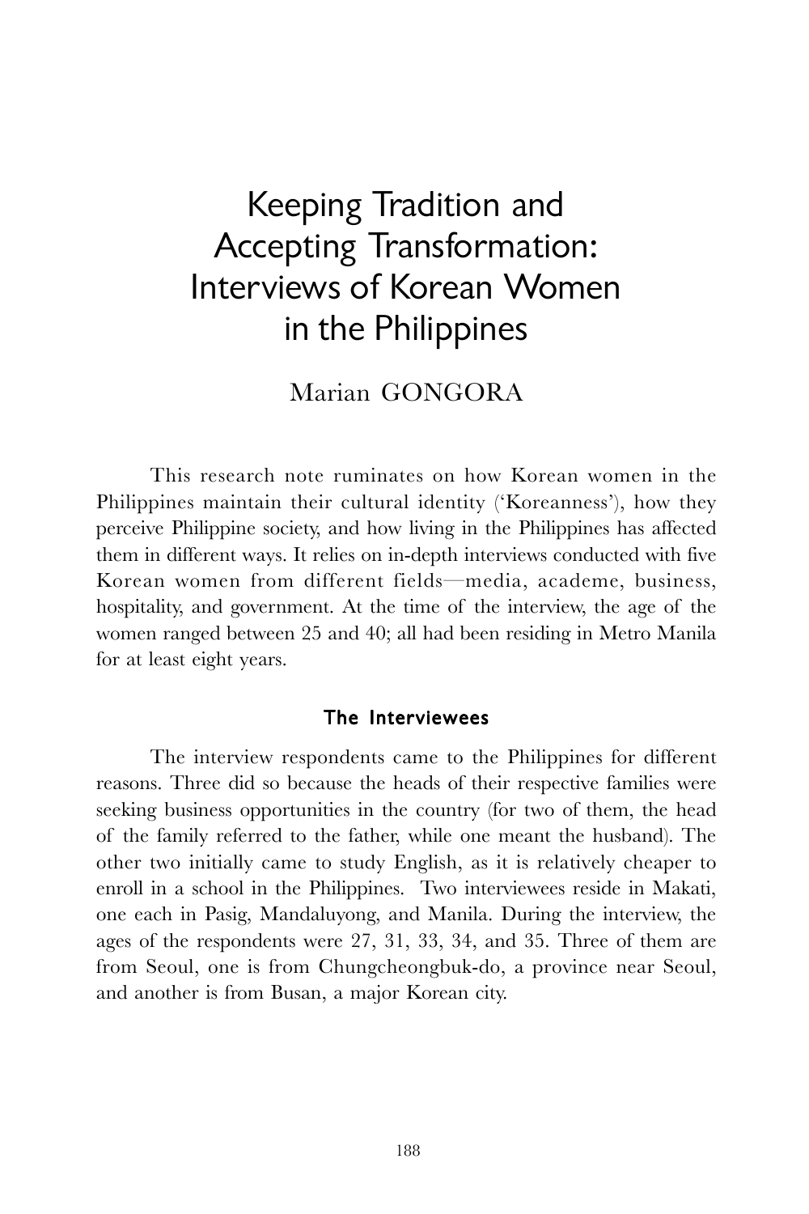# Keeping Tradition and Accepting Transformation: Interviews of Korean Women in the Philippines

Marian GONGORA

This research note ruminates on how Korean women in the Philippines maintain their cultural identity ('Koreanness'), how they perceive Philippine society, and how living in the Philippines has affected them in different ways. It relies on in-depth interviews conducted with five Korean women from different fields—media, academe, business, hospitality, and government. At the time of the interview, the age of the women ranged between 25 and 40; all had been residing in Metro Manila for at least eight years.

## The Interviewees

The interview respondents came to the Philippines for different reasons. Three did so because the heads of their respective families were seeking business opportunities in the country (for two of them, the head of the family referred to the father, while one meant the husband). The other two initially came to study English, as it is relatively cheaper to enroll in a school in the Philippines. Two interviewees reside in Makati, one each in Pasig, Mandaluyong, and Manila. During the interview, the ages of the respondents were 27, 31, 33, 34, and 35. Three of them are from Seoul, one is from Chungcheongbuk-do, a province near Seoul, and another is from Busan, a major Korean city.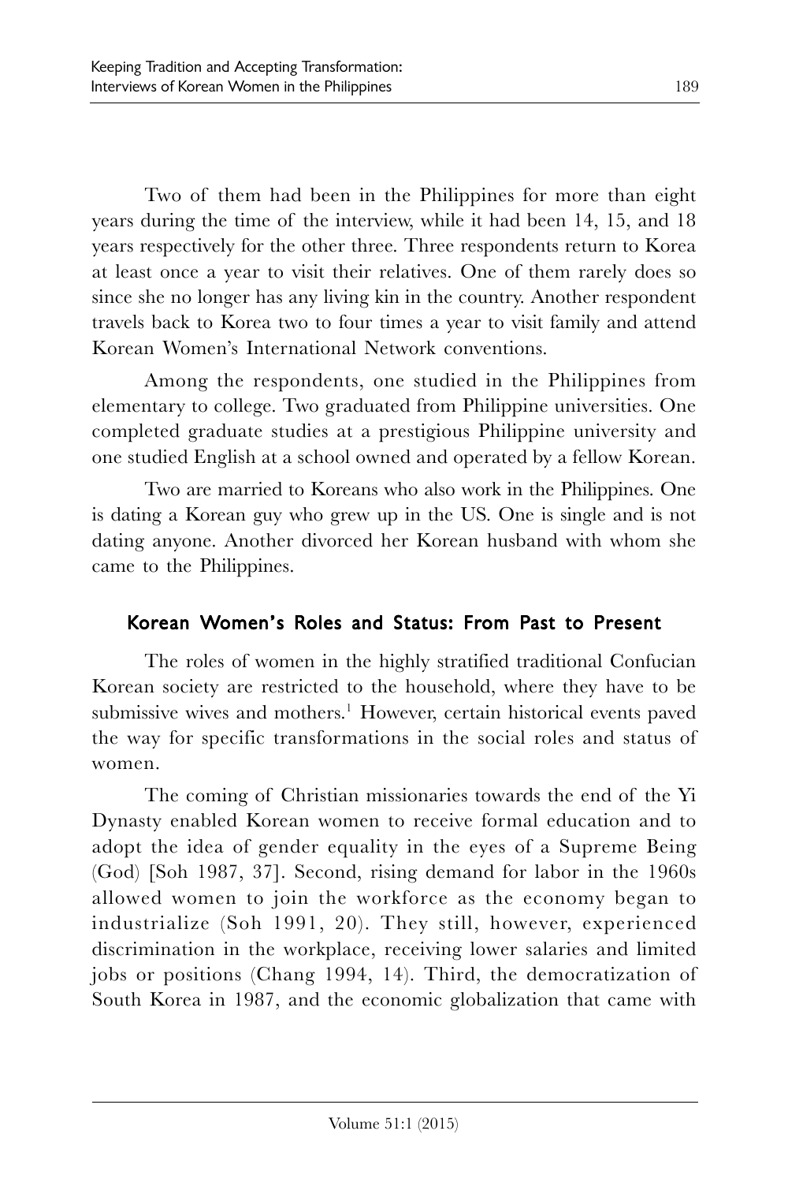Two of them had been in the Philippines for more than eight years during the time of the interview, while it had been 14, 15, and 18 years respectively for the other three. Three respondents return to Korea at least once a year to visit their relatives. One of them rarely does so since she no longer has any living kin in the country. Another respondent travels back to Korea two to four times a year to visit family and attend Korean Women's International Network conventions.

Among the respondents, one studied in the Philippines from elementary to college. Two graduated from Philippine universities. One completed graduate studies at a prestigious Philippine university and one studied English at a school owned and operated by a fellow Korean.

Two are married to Koreans who also work in the Philippines. One is dating a Korean guy who grew up in the US. One is single and is not dating anyone. Another divorced her Korean husband with whom she came to the Philippines.

## Korean Women's Roles and Status: From Past to Present

The roles of women in the highly stratified traditional Confucian Korean society are restricted to the household, where they have to be submissive wives and mothers.[1] However, certain historical events paved the way for specific transformations in the social roles and status of women.

The coming of Christian missionaries towards the end of the Yi Dynasty enabled Korean women to receive formal education and to adopt the idea of gender equality in the eyes of a Supreme Being (God) [Soh 1987, 37]. Second, rising demand for labor in the 1960s allowed women to join the workforce as the economy began to industrialize (Soh 1991, 20). They still, however, experienced discrimination in the workplace, receiving lower salaries and limited jobs or positions (Chang 1994, 14). Third, the democratization of South Korea in 1987, and the economic globalization that came with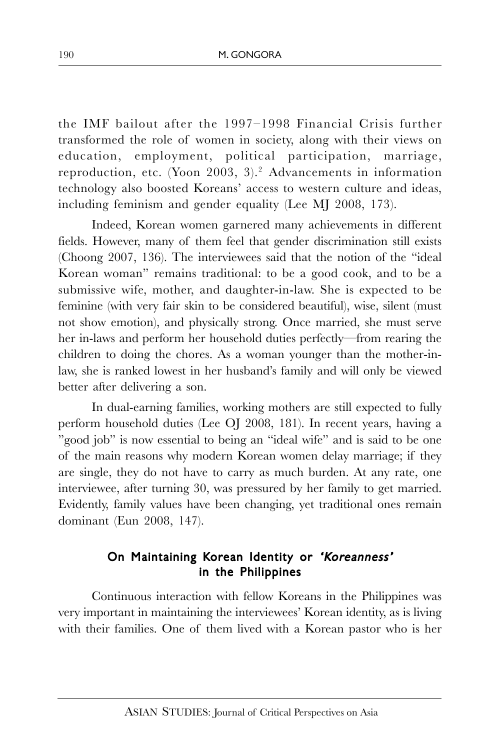the IMF bailout after the 1997–1998 Financial Crisis further transformed the role of women in society, along with their views on education, employment, political participation, marriage, reproduction, etc. (Yoon 2003, 3).[2] Advancements in information technology also boosted Koreans' access to western culture and ideas, including feminism and gender equality (Lee MJ 2008, 173).

Indeed, Korean women garnered many achievements in different fields. However, many of them feel that gender discrimination still exists (Choong 2007, 136). The interviewees said that the notion of the "ideal Korean woman" remains traditional: to be a good cook, and to be a submissive wife, mother, and daughter-in-law. She is expected to be feminine (with very fair skin to be considered beautiful), wise, silent (must not show emotion), and physically strong. Once married, she must serve her in-laws and perform her household duties perfectly—from rearing the children to doing the chores. As a woman younger than the mother-in-law, she is ranked lowest in her husband's family and will only be viewed better after delivering a son.

In dual-earning families, working mothers are still expected to fully perform household duties (Lee OJ 2008, 181). In recent years, having a "good job" is now essential to being an "ideal wife" and is said to be one of the main reasons why modern Korean women delay marriage; if they are single, they do not have to carry as much burden. At any rate, one interviewee, after turning 30, was pressured by her family to get married. Evidently, family values have been changing, yet traditional ones remain dominant (Eun 2008, 147).

## On Maintaining Korean Identity or *'Koreanness'* in the Philippines

Continuous interaction with fellow Koreans in the Philippines was very important in maintaining the interviewees' Korean identity, as is living with their families. One of them lived with a Korean pastor who is her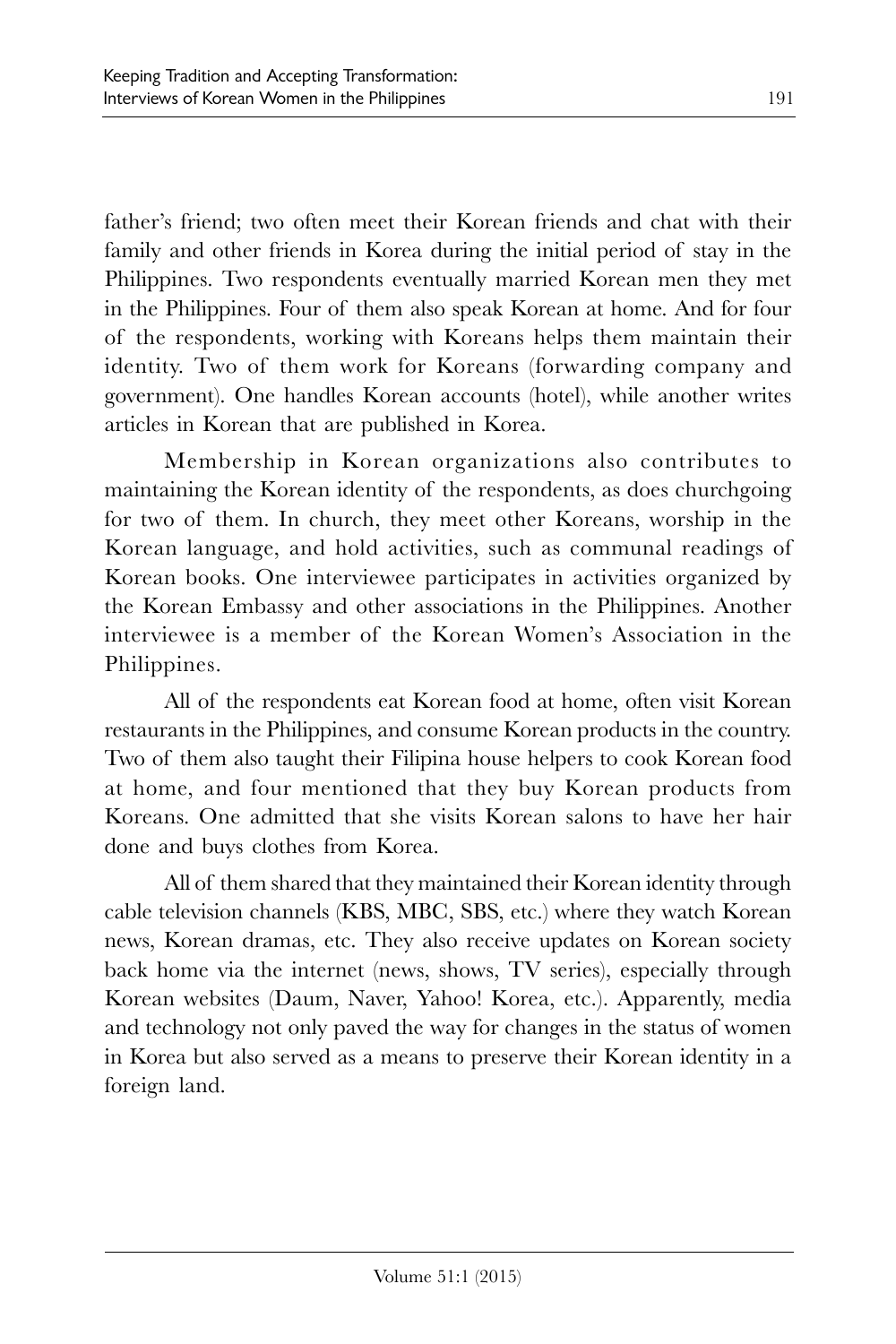father's friend; two often meet their Korean friends and chat with their family and other friends in Korea during the initial period of stay in the Philippines. Two respondents eventually married Korean men they met in the Philippines. Four of them also speak Korean at home. And for four of the respondents, working with Koreans helps them maintain their identity. Two of them work for Koreans (forwarding company and government). One handles Korean accounts (hotel), while another writes articles in Korean that are published in Korea.

Membership in Korean organizations also contributes to maintaining the Korean identity of the respondents, as does churchgoing for two of them. In church, they meet other Koreans, worship in the Korean language, and hold activities, such as communal readings of Korean books. One interviewee participates in activities organized by the Korean Embassy and other associations in the Philippines. Another interviewee is a member of the Korean Women's Association in the Philippines.

All of the respondents eat Korean food at home, often visit Korean restaurants in the Philippines, and consume Korean products in the country. Two of them also taught their Filipina house helpers to cook Korean food at home, and four mentioned that they buy Korean products from Koreans. One admitted that she visits Korean salons to have her hair done and buys clothes from Korea.

All of them shared that they maintained their Korean identity through cable television channels (KBS, MBC, SBS, etc.) where they watch Korean news, Korean dramas, etc. They also receive updates on Korean society back home via the internet (news, shows, TV series), especially through Korean websites (Daum, Naver, Yahoo! Korea, etc.). Apparently, media and technology not only paved the way for changes in the status of women in Korea but also served as a means to preserve their Korean identity in a foreign land.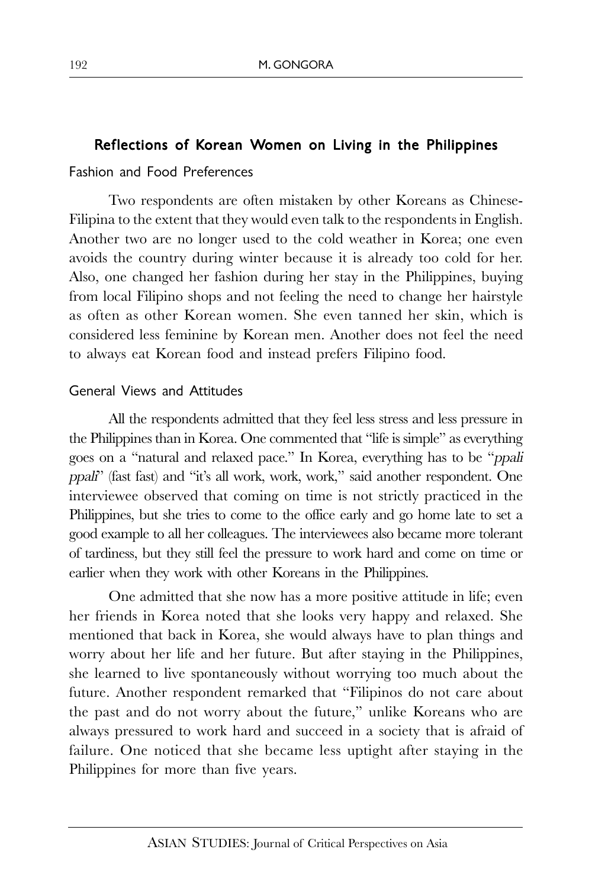## Reflections of Korean Women on Living in the Philippines

### Fashion and Food Preferences

Two respondents are often mistaken by other Koreans as Chinese-Filipina to the extent that they would even talk to the respondents in English. Another two are no longer used to the cold weather in Korea; one even avoids the country during winter because it is already too cold for her. Also, one changed her fashion during her stay in the Philippines, buying from local Filipino shops and not feeling the need to change her hairstyle as often as other Korean women. She even tanned her skin, which is considered less feminine by Korean men. Another does not feel the need to always eat Korean food and instead prefers Filipino food.

### General Views and Attitudes

All the respondents admitted that they feel less stress and less pressure in the Philippines than in Korea. One commented that "life is simple" as everything goes on a "natural and relaxed pace." In Korea, everything has to be "*ppali ppali*" (fast fast) and "it's all work, work, work," said another respondent. One interviewee observed that coming on time is not strictly practiced in the Philippines, but she tries to come to the office early and go home late to set a good example to all her colleagues. The interviewees also became more tolerant of tardiness, but they still feel the pressure to work hard and come on time or earlier when they work with other Koreans in the Philippines.

One admitted that she now has a more positive attitude in life; even her friends in Korea noted that she looks very happy and relaxed. She mentioned that back in Korea, she would always have to plan things and worry about her life and her future. But after staying in the Philippines, she learned to live spontaneously without worrying too much about the future. Another respondent remarked that "Filipinos do not care about the past and do not worry about the future," unlike Koreans who are always pressured to work hard and succeed in a society that is afraid of failure. One noticed that she became less uptight after staying in the Philippines for more than five years.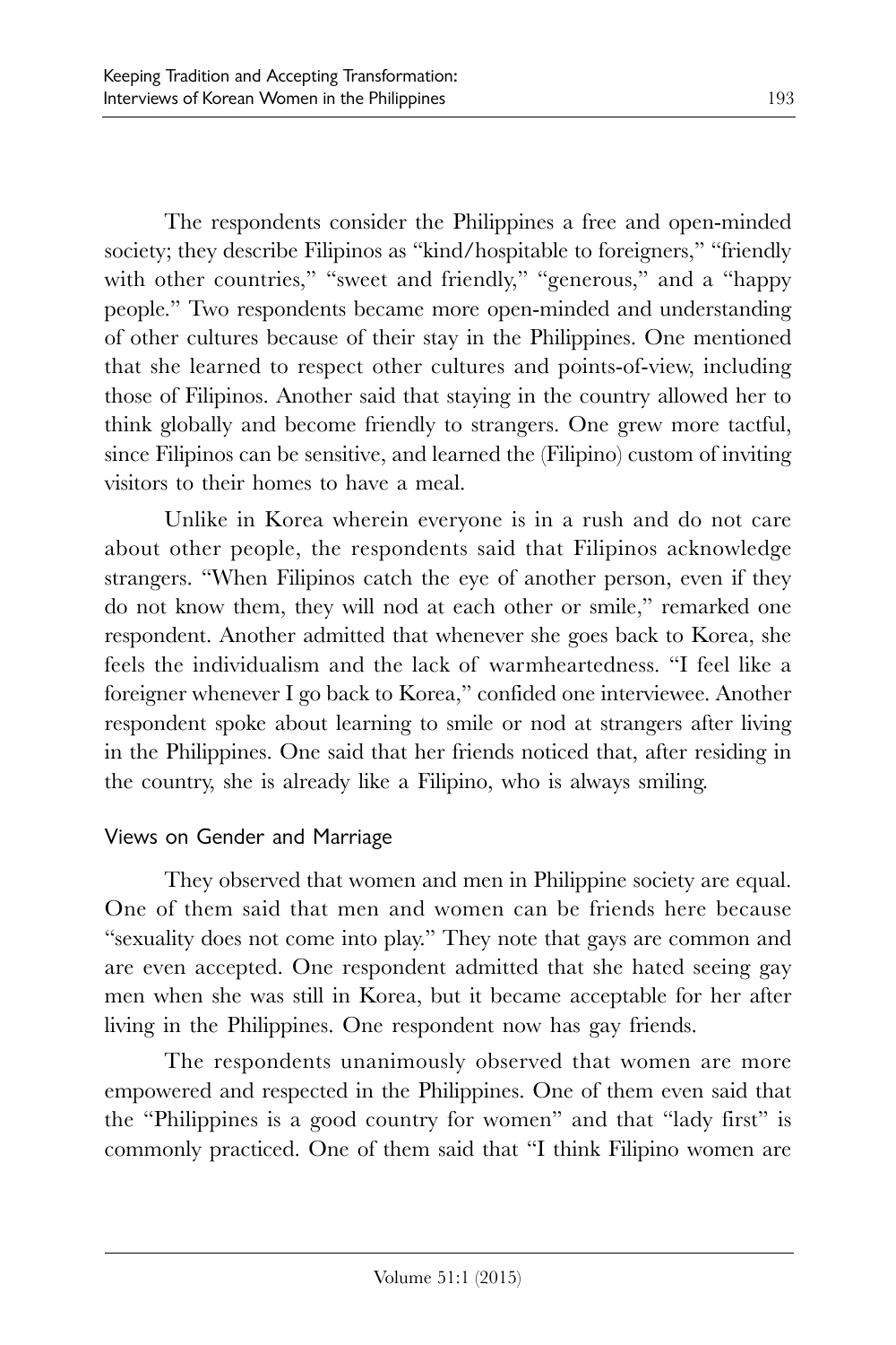The respondents consider the Philippines a free and open-minded society; they describe Filipinos as "kind/hospitable to foreigners," "friendly with other countries," "sweet and friendly," "generous," and a "happy people." Two respondents became more open-minded and understanding of other cultures because of their stay in the Philippines. One mentioned that she learned to respect other cultures and points-of-view, including those of Filipinos. Another said that staying in the country allowed her to think globally and become friendly to strangers. One grew more tactful, since Filipinos can be sensitive, and learned the (Filipino) custom of inviting visitors to their homes to have a meal.

Unlike in Korea wherein everyone is in a rush and do not care about other people, the respondents said that Filipinos acknowledge strangers. "When Filipinos catch the eye of another person, even if they do not know them, they will nod at each other or smile," remarked one respondent. Another admitted that whenever she goes back to Korea, she feels the individualism and the lack of warmheartedness. "I feel like a foreigner whenever I go back to Korea," confided one interviewee. Another respondent spoke about learning to smile or nod at strangers after living in the Philippines. One said that her friends noticed that, after residing in the country, she is already like a Filipino, who is always smiling.

## Views on Gender and Marriage

They observed that women and men in Philippine society are equal. One of them said that men and women can be friends here because "sexuality does not come into play." They note that gays are common and are even accepted. One respondent admitted that she hated seeing gay men when she was still in Korea, but it became acceptable for her after living in the Philippines. One respondent now has gay friends.

The respondents unanimously observed that women are more empowered and respected in the Philippines. One of them even said that the "Philippines is a good country for women" and that "lady first" is commonly practiced. One of them said that "I think Filipino women are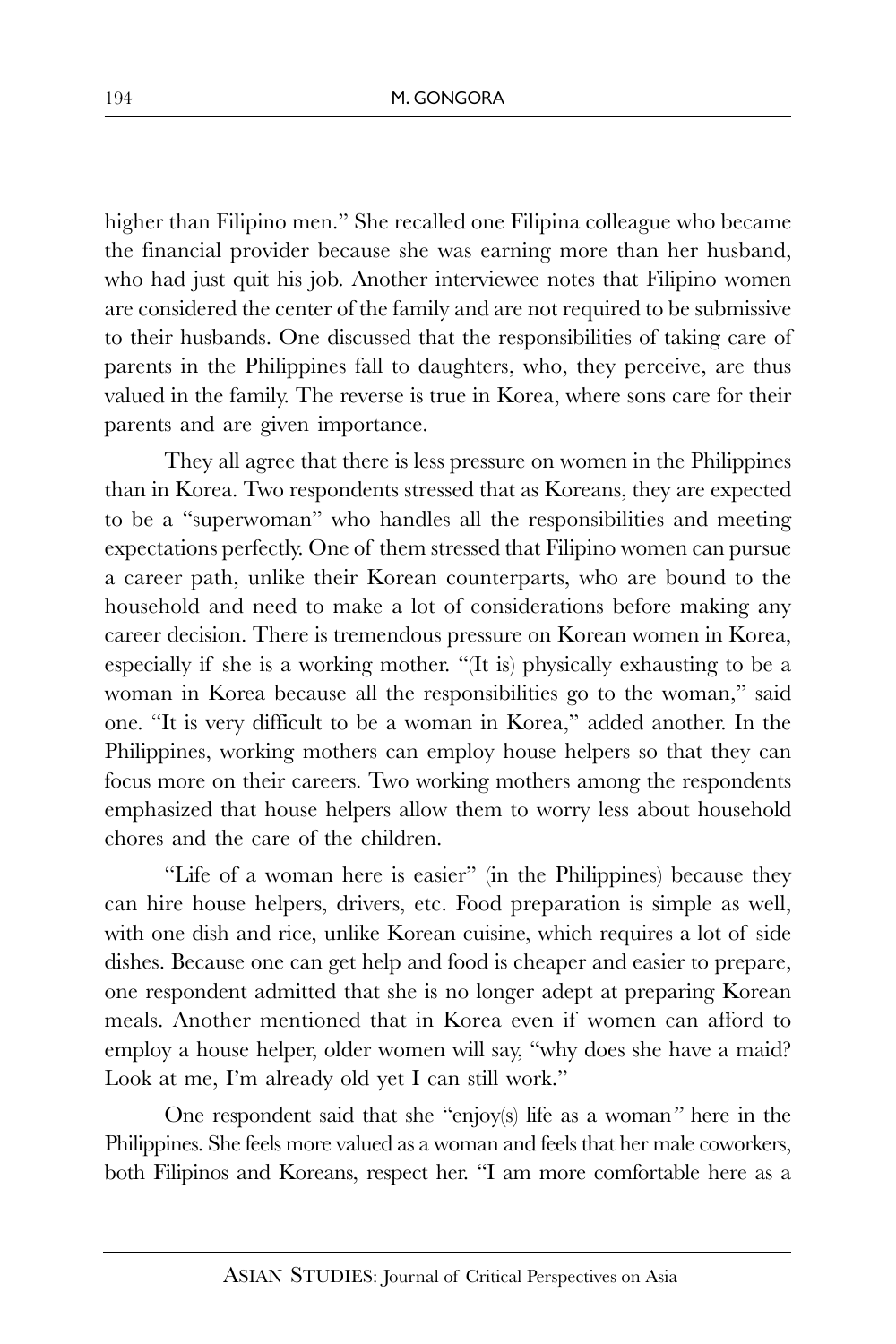higher than Filipino men." She recalled one Filipina colleague who became the financial provider because she was earning more than her husband, who had just quit his job. Another interviewee notes that Filipino women are considered the center of the family and are not required to be submissive to their husbands. One discussed that the responsibilities of taking care of parents in the Philippines fall to daughters, who, they perceive, are thus valued in the family. The reverse is true in Korea, where sons care for their parents and are given importance.

They all agree that there is less pressure on women in the Philippines than in Korea. Two respondents stressed that as Koreans, they are expected to be a "superwoman" who handles all the responsibilities and meeting expectations perfectly. One of them stressed that Filipino women can pursue a career path, unlike their Korean counterparts, who are bound to the household and need to make a lot of considerations before making any career decision. There is tremendous pressure on Korean women in Korea, especially if she is a working mother. "(It is) physically exhausting to be a woman in Korea because all the responsibilities go to the woman," said one. "It is very difficult to be a woman in Korea," added another. In the Philippines, working mothers can employ house helpers so that they can focus more on their careers. Two working mothers among the respondents emphasized that house helpers allow them to worry less about household chores and the care of the children.

"Life of a woman here is easier" (in the Philippines) because they can hire house helpers, drivers, etc. Food preparation is simple as well, with one dish and rice, unlike Korean cuisine, which requires a lot of side dishes. Because one can get help and food is cheaper and easier to prepare, one respondent admitted that she is no longer adept at preparing Korean meals. Another mentioned that in Korea even if women can afford to employ a house helper, older women will say, "why does she have a maid? Look at me, I'm already old yet I can still work."

One respondent said that she "enjoy(s) life as a woman" here in the Philippines. She feels more valued as a woman and feels that her male coworkers, both Filipinos and Koreans, respect her. "I am more comfortable here as a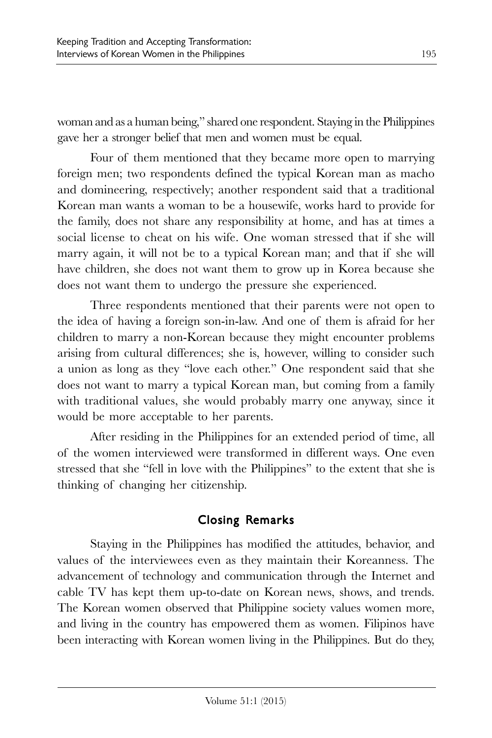woman and as a human being," shared one respondent. Staying in the Philippines gave her a stronger belief that men and women must be equal.

Four of them mentioned that they became more open to marrying foreign men; two respondents defined the typical Korean man as macho and domineering, respectively; another respondent said that a traditional Korean man wants a woman to be a housewife, works hard to provide for the family, does not share any responsibility at home, and has at times a social license to cheat on his wife. One woman stressed that if she will marry again, it will not be to a typical Korean man; and that if she will have children, she does not want them to grow up in Korea because she does not want them to undergo the pressure she experienced.

Three respondents mentioned that their parents were not open to the idea of having a foreign son-in-law. And one of them is afraid for her children to marry a non-Korean because they might encounter problems arising from cultural differences; she is, however, willing to consider such a union as long as they "love each other." One respondent said that she does not want to marry a typical Korean man, but coming from a family with traditional values, she would probably marry one anyway, since it would be more acceptable to her parents.

After residing in the Philippines for an extended period of time, all of the women interviewed were transformed in different ways. One even stressed that she "fell in love with the Philippines" to the extent that she is thinking of changing her citizenship.

## Closing Remarks

Staying in the Philippines has modified the attitudes, behavior, and values of the interviewees even as they maintain their Koreanness. The advancement of technology and communication through the Internet and cable TV has kept them up-to-date on Korean news, shows, and trends. The Korean women observed that Philippine society values women more, and living in the country has empowered them as women. Filipinos have been interacting with Korean women living in the Philippines. But do they,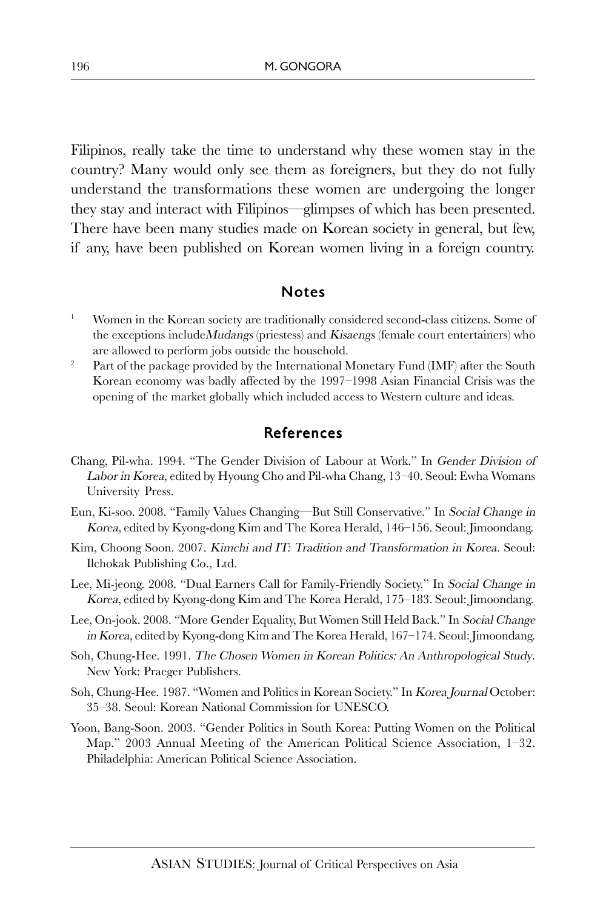Filipinos, really take the time to understand why these women stay in the country? Many would only see them as foreigners, but they do not fully understand the transformations these women are undergoing the longer they stay and interact with Filipinos—glimpses of which has been presented. There have been many studies made on Korean society in general, but few, if any, have been published on Korean women living in a foreign country.

## Notes

1. Women in the Korean society are traditionally considered second-class citizens. Some of the exceptions include*Mudangs* (priestess) and *Kisaengs* (female court entertainers) who are allowed to perform jobs outside the household.
2. Part of the package provided by the International Monetary Fund (IMF) after the South Korean economy was badly affected by the 1997–1998 Asian Financial Crisis was the opening of the market globally which included access to Western culture and ideas.

## References

Chang, Pil-wha. 1994. "The Gender Division of Labour at Work." In *Gender Division of Labor in Korea*, edited by Hyoung Cho and Pil-wha Chang, 13–40. Seoul: Ewha Womans University Press.

Eun, Ki-soo. 2008. "Family Values Changing—But Still Conservative." In *Social Change in Korea*, edited by Kyong-dong Kim and The Korea Herald, 146–156. Seoul: Jimoondang.

Kim, Choong Soon. 2007. *Kimchi and IT: Tradition and Transformation in Korea*. Seoul: Ilchokak Publishing Co., Ltd.

Lee, Mi-jeong. 2008. "Dual Earners Call for Family-Friendly Society." In *Social Change in Korea*, edited by Kyong-dong Kim and The Korea Herald, 175–183. Seoul: Jimoondang.

Lee, On-jook. 2008. "More Gender Equality, But Women Still Held Back." In *Social Change in Korea*, edited by Kyong-dong Kim and The Korea Herald, 167–174. Seoul: Jimoondang.

Soh, Chung-Hee. 1991. *The Chosen Women in Korean Politics: An Anthropological Study*. New York: Praeger Publishers.

Soh, Chung-Hee. 1987. "Women and Politics in Korean Society." In *Korea Journal* October: 35–38. Seoul: Korean National Commission for UNESCO.

Yoon, Bang-Soon. 2003. "Gender Politics in South Korea: Putting Women on the Political Map." 2003 Annual Meeting of the American Political Science Association, 1–32. Philadelphia: American Political Science Association.